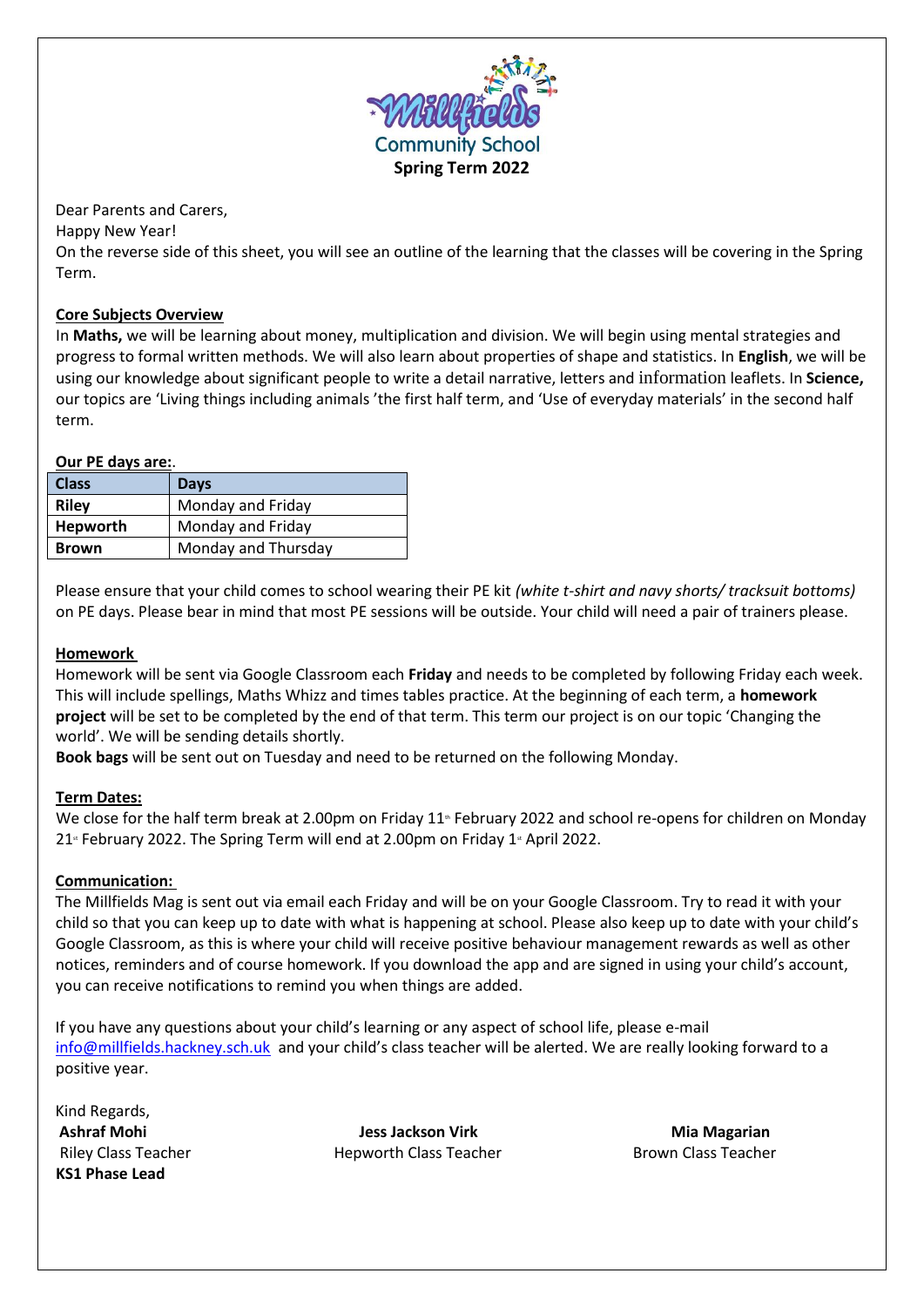Millfields Community School

**Spring Term 2022**

Dear Parents and Carers,

Happy New Year!

On the reverse side of this sheet, you will see an outline of the learning that the classes will be covering in the Spring Term.

**Core Subjects Overview**

In **Maths,** we will be learning about money, multiplication and division. We will begin using mental strategies and progress to formal written methods. We will also learn about properties of shape and statistics. In **English**, we will be using our knowledge about significant people to write a detail narrative, letters and information leaflets. In **Science,** our topics are 'Living things including animals 'the first half term, and 'Use of everyday materials' in the second half term.

**Our PE days are:**.

| Class | Days |
|---|---|
| **Riley** | Monday and Friday |
| **Hepworth** | Monday and Friday |
| **Brown** | Monday and Thursday |

Please ensure that your child comes to school wearing their PE kit *(white t-shirt and navy shorts/ tracksuit bottoms)* on PE days. Please bear in mind that most PE sessions will be outside. Your child will need a pair of trainers please.

**Homework**

Homework will be sent via Google Classroom each **Friday** and needs to be completed by following Friday each week. This will include spellings, Maths Whizz and times tables practice. At the beginning of each term, a **homework project** will be set to be completed by the end of that term. This term our project is on our topic 'Changing the world'. We will be sending details shortly.

**Book bags** will be sent out on Tuesday and need to be returned on the following Monday.

**Term Dates:**

We close for the half term break at 2.00pm on Friday 11th February 2022 and school re-opens for children on Monday 21st February 2022. The Spring Term will end at 2.00pm on Friday 1st April 2022.

**Communication:**

The Millfields Mag is sent out via email each Friday and will be on your Google Classroom. Try to read it with your child so that you can keep up to date with what is happening at school. Please also keep up to date with your child's Google Classroom, as this is where your child will receive positive behaviour management rewards as well as other notices, reminders and of course homework. If you download the app and are signed in using your child's account, you can receive notifications to remind you when things are added.

If you have any questions about your child's learning or any aspect of school life, please e-mail info@millfields.hackney.sch.uk and your child's class teacher will be alerted. We are really looking forward to a positive year.

Kind Regards,

**Ashraf Mohi**
Riley Class Teacher
**KS1 Phase Lead**

**Jess Jackson Virk**
Hepworth Class Teacher

**Mia Magarian**
Brown Class Teacher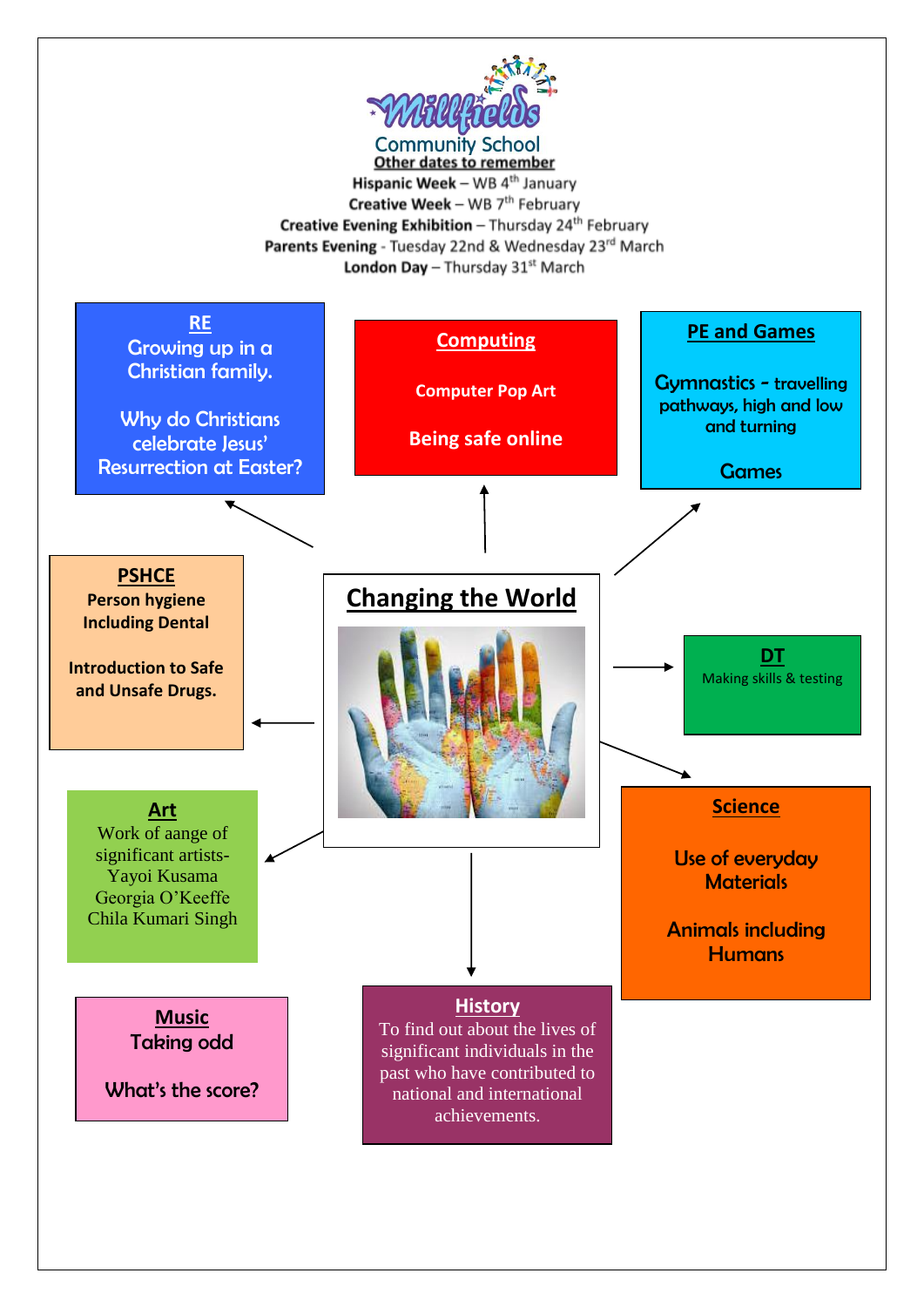Millfields Community School

**Other dates to remember**

**Hispanic Week** – WB 4th January
**Creative Week** – WB 7th February
**Creative Evening Exhibition** – Thursday 24th February
**Parents Evening** - Tuesday 22nd & Wednesday 23rd March
**London Day** – Thursday 31st March

# Changing the World

## RE

Growing up in a Christian family.

Why do Christians celebrate Jesus' Resurrection at Easter?

## Computing

Computer Pop Art

Being safe online

## PE and Games

Gymnastics - travelling pathways, high and low and turning

Games

## PSHCE

Person hygiene
Including Dental

Introduction to Safe and Unsafe Drugs.

## DT

Making skills & testing

## Art

Work of aange of significant artists-
Yayoi Kusama
Georgia O'Keeffe
Chila Kumari Singh

## Science

Use of everyday Materials

Animals including Humans

## Music

Taking odd

What's the score?

## History

To find out about the lives of significant individuals in the past who have contributed to national and international achievements.